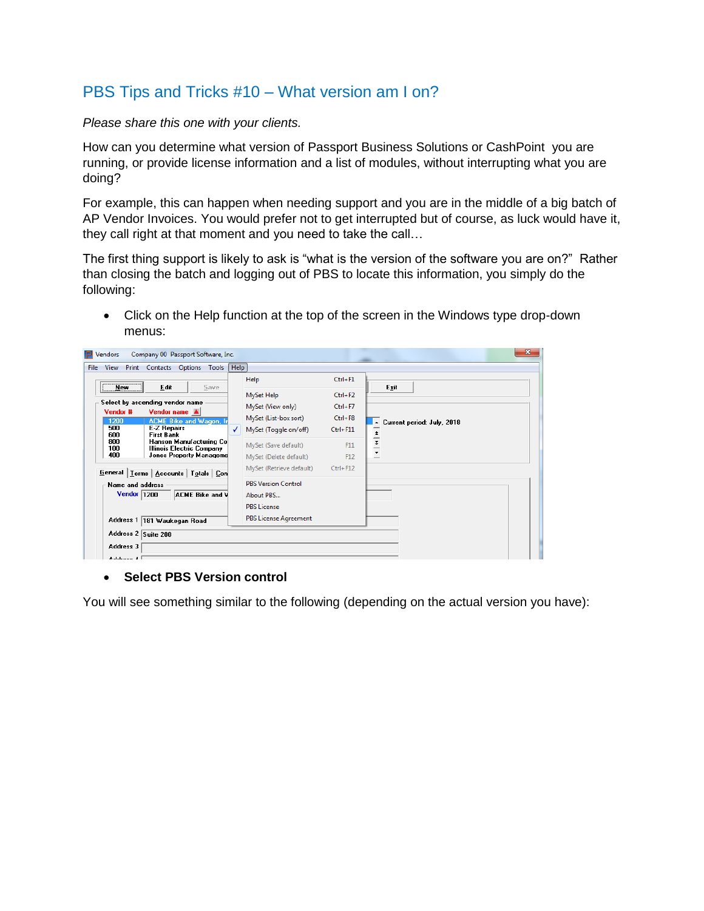## PBS Tips and Tricks #10 – What version am I on?

*Please share this one with your clients.*

How can you determine what version of Passport Business Solutions or CashPoint you are running, or provide license information and a list of modules, without interrupting what you are doing?

For example, this can happen when needing support and you are in the middle of a big batch of AP Vendor Invoices. You would prefer not to get interrupted but of course, as luck would have it, they call right at that moment and you need to take the call…

The first thing support is likely to ask is "what is the version of the software you are on?" Rather than closing the batch and logging out of PBS to locate this information, you simply do the following:

- Click on the Help function at the top of the screen in the Windows type drop-down menus:

- **Select PBS Version control**

You will see something similar to the following (depending on the actual version you have):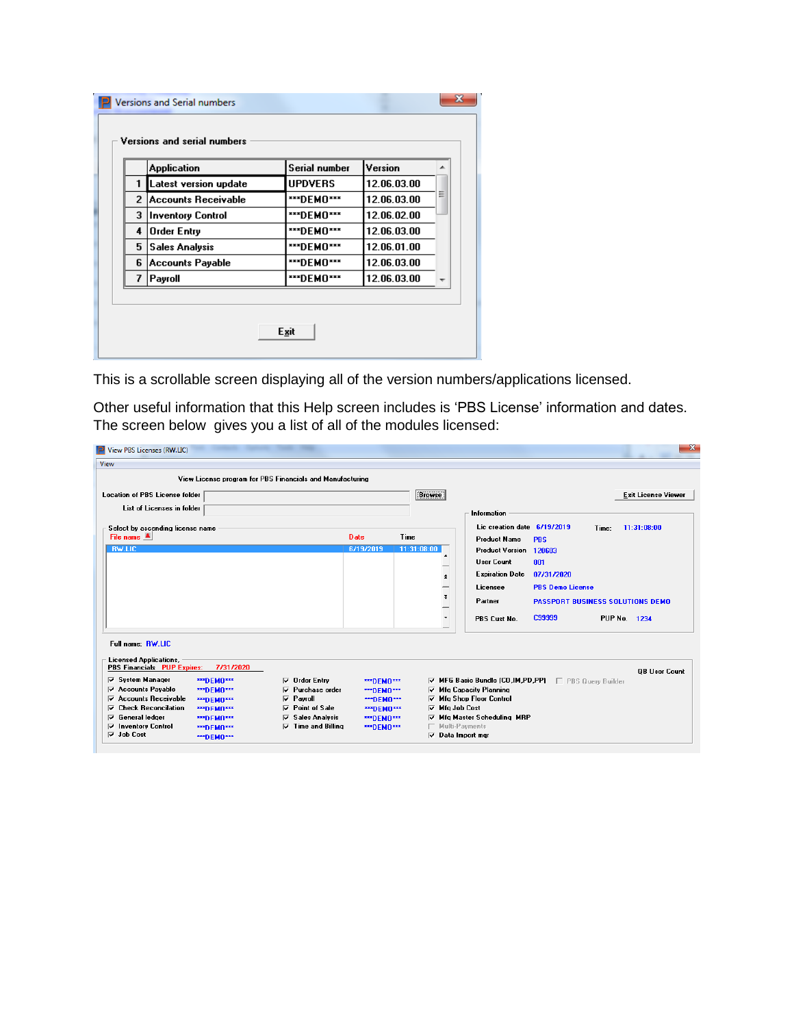Versions and Serial numbers

Versions and serial numbers

| | Application | Serial number | Version |
|---|---|---|---|
| 1 | Latest version update | UPDVERS | 12.06.03.00 |
| 2 | Accounts Receivable | ***DEMO*** | 12.06.03.00 |
| 3 | Inventory Control | ***DEMO*** | 12.06.02.00 |
| 4 | Order Entry | ***DEMO*** | 12.06.03.00 |
| 5 | Sales Analysis | ***DEMO*** | 12.06.01.00 |
| 6 | Accounts Payable | ***DEMO*** | 12.06.03.00 |
| 7 | Payroll | ***DEMO*** | 12.06.03.00 |

Exit

This is a scrollable screen displaying all of the version numbers/applications licensed.

Other useful information that this Help screen includes is 'PBS License' information and dates. The screen below gives you a list of all of the modules licensed:

View PBS Licenses (RW.LIC)

View

View License program for PBS Financials and Manufacturing

Location of PBS License folder | Browse | Exit License Viewer

List of Licenses in folder

Select by ascending license name

| File name | Date | Time |
|---|---|---|
| RW.LIC | 6/19/2019 | 11:31:08:00 |

Information

Lic creation date 6/19/2019 Time: 11:31:08:00
Product Name PBS
Product Version 120603
User Count 001
Expiration Date 07/31/2020
Licensee PBS Demo License
Partner PASSPORT BUSINESS SOLUTIONS DEMO
PBS Cust No. C99999 PUP No. 1234

Full name: RW.LIC

Licensed Applications,
PBS Financials PUP Expires: 7/31/2020

QB User Count

| | | | | | |
|---|---|---|---|---|---|
| System Manager | ***DEMO*** | Order Entry | ***DEMO*** | MFG Basic Bundle (CO,IM,PD,PP) | PBS Query Builder |
| Accounts Payable | ***DEMO*** | Purchase order | ***DEMO*** | Mfg Capacity Planning | |
| Accounts Receivable | ***DEMO*** | Payroll | ***DEMO*** | Mfg Shop Floor Control | |
| Check Reconciliation | ***DEMO*** | Point of Sale | ***DEMO*** | Mfg Job Cost | |
| General ledger | ***DEMO*** | Sales Analysis | ***DEMO*** | Mfg Master Scheduling MRP | |
| Inventory Control | ***DEMO*** | Time and Billing | ***DEMO*** | Multi-Payments | |
| Job Cost | ***DEMO*** | | | Data Import mgr | |